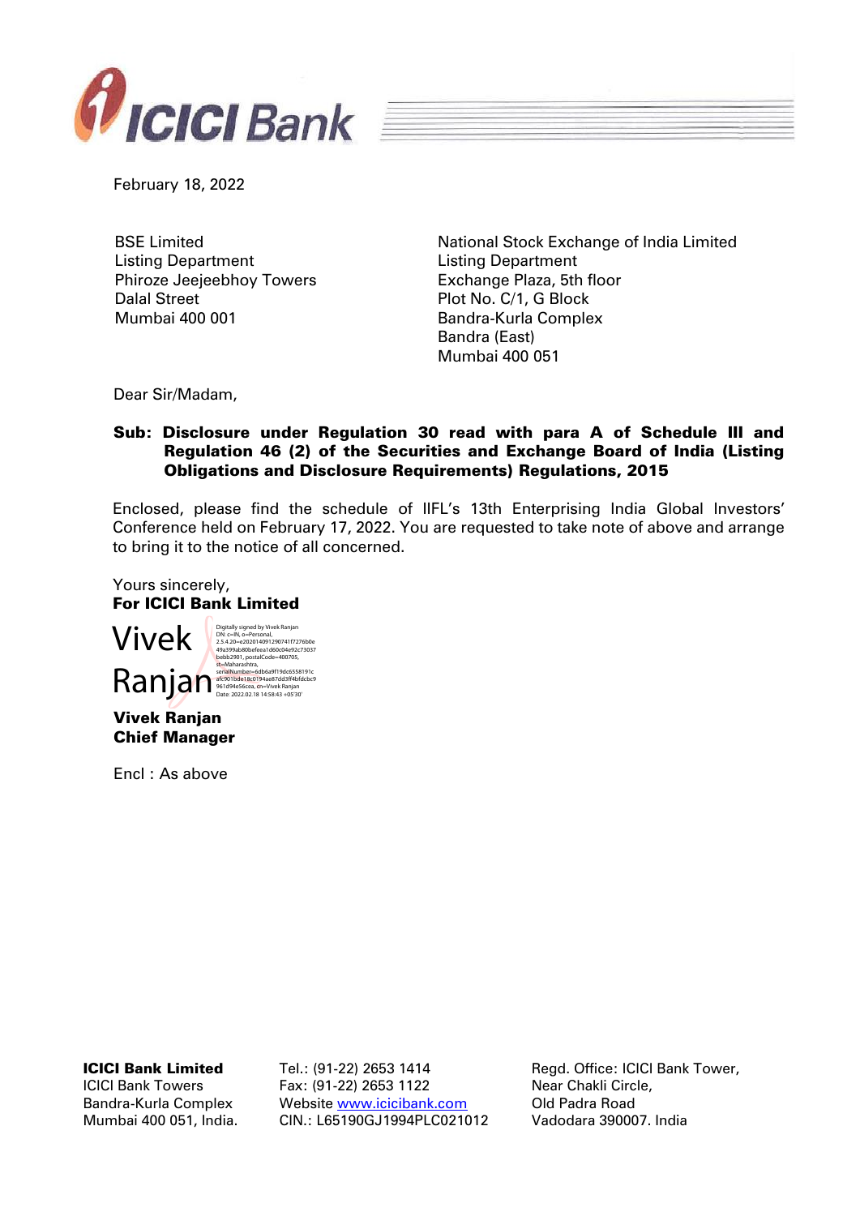February 18, 2022

BSE Limited
Listing Department
Phiroze Jeejeebhoy Towers
Dalal Street
Mumbai 400 001

National Stock Exchange of India Limited
Listing Department
Exchange Plaza, 5th floor
Plot No. C/1, G Block
Bandra-Kurla Complex
Bandra (East)
Mumbai 400 051

Dear Sir/Madam,

**Sub: Disclosure under Regulation 30 read with para A of Schedule III and Regulation 46 (2) of the Securities and Exchange Board of India (Listing Obligations and Disclosure Requirements) Regulations, 2015**

Enclosed, please find the schedule of IIFL's 13th Enterprising India Global Investors' Conference held on February 17, 2022. You are requested to take note of above and arrange to bring it to the notice of all concerned.

Yours sincerely,
**For ICICI Bank Limited**

Vivek Ranjan

Digitally signed by Vivek Ranjan
DN: c=IN, o=Personal, 2.5.4.20=e202014091290741f7276b0e49a399ab80befeea1d60c04e92c73037bebb2901, postalCode=400705, st=Maharashtra, serialNumber=6db6a9f19dc6558191cafc901bde18c0194ae87dd3ff4bfdcbc9961d94e56cea, cn=Vivek Ranjan
Date: 2022.02.18 14:58:43 +05'30'

**Vivek Ranjan**
**Chief Manager**

Encl : As above

**ICICI Bank Limited**
ICICI Bank Towers
Bandra-Kurla Complex
Mumbai 400 051, India.

Tel.: (91-22) 2653 1414
Fax: (91-22) 2653 1122
Website www.icicibank.com
CIN.: L65190GJ1994PLC021012

Regd. Office: ICICI Bank Tower,
Near Chakli Circle,
Old Padra Road
Vadodara 390007. India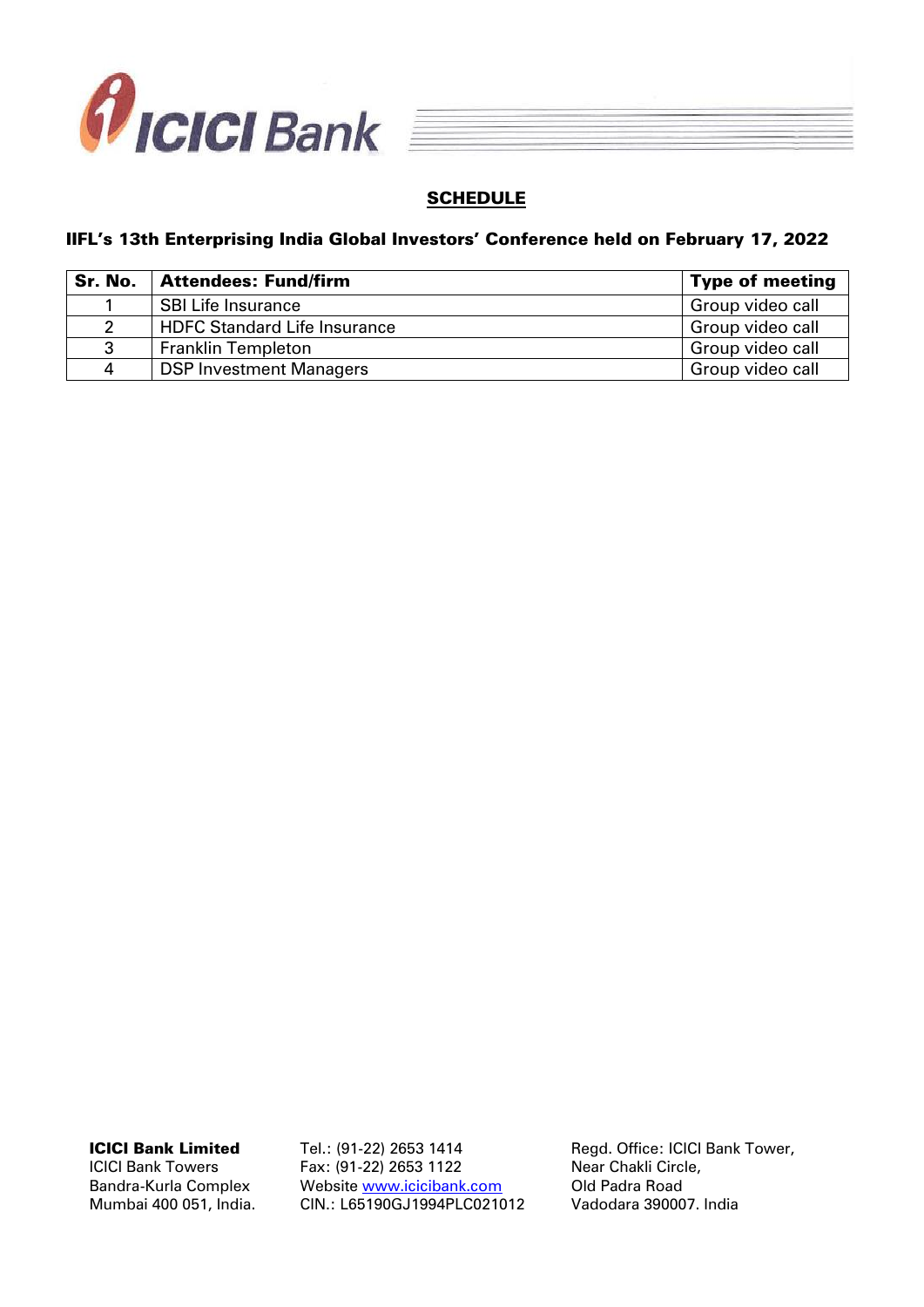## SCHEDULE

**IIFL's 13th Enterprising India Global Investors' Conference held on February 17, 2022**

| Sr. No. | Attendees: Fund/firm | Type of meeting |
|---|---|---|
| 1 | SBI Life Insurance | Group video call |
| 2 | HDFC Standard Life Insurance | Group video call |
| 3 | Franklin Templeton | Group video call |
| 4 | DSP Investment Managers | Group video call |

**ICICI Bank Limited**
ICICI Bank Towers
Bandra-Kurla Complex
Mumbai 400 051, India.

Tel.: (91-22) 2653 1414
Fax: (91-22) 2653 1122
Website www.icicibank.com
CIN.: L65190GJ1994PLC021012

Regd. Office: ICICI Bank Tower,
Near Chakli Circle,
Old Padra Road
Vadodara 390007. India